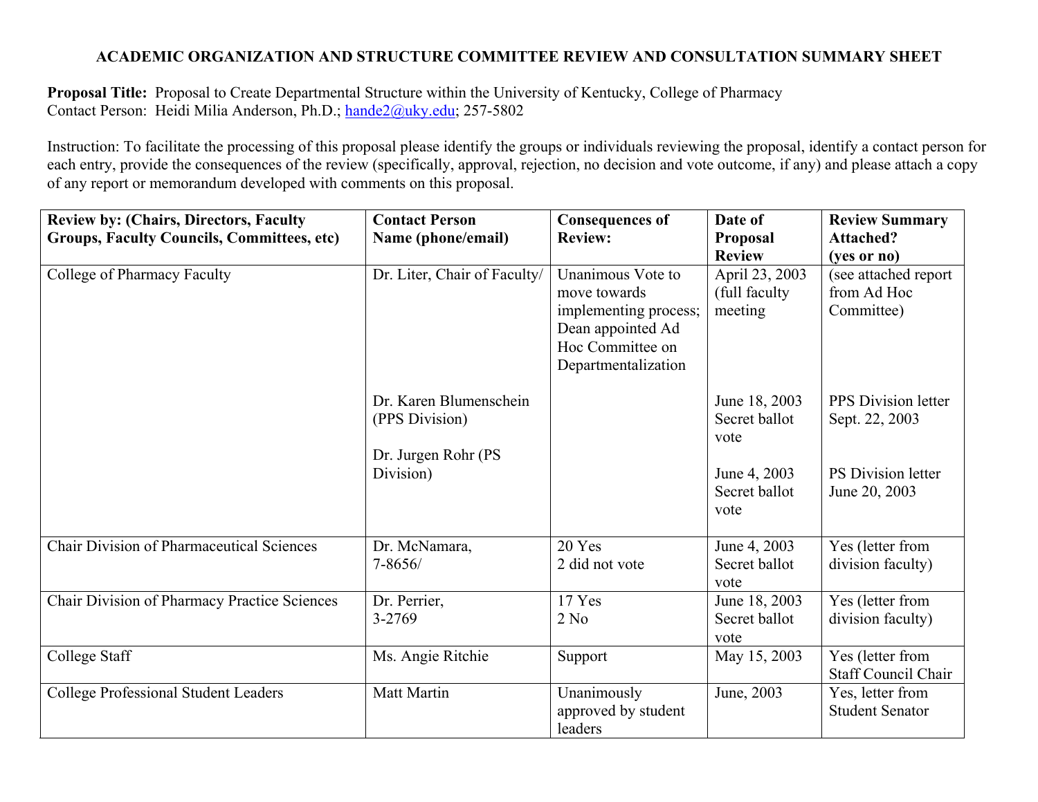**ACADEMIC ORGANIZATION AND STRUCTURE COMMITTEE REVIEW AND CONSULTATION SUMMARY SHEET**

**Proposal Title:** Proposal to Create Departmental Structure within the University of Kentucky, College of Pharmacy
Contact Person: Heidi Milia Anderson, Ph.D.; hande2@uky.edu; 257-5802

Instruction: To facilitate the processing of this proposal please identify the groups or individuals reviewing the proposal, identify a contact person for each entry, provide the consequences of the review (specifically, approval, rejection, no decision and vote outcome, if any) and please attach a copy of any report or memorandum developed with comments on this proposal.

| Review by: (Chairs, Directors, Faculty Groups, Faculty Councils, Committees, etc) | Contact Person Name (phone/email) | Consequences of Review: | Date of Proposal Review | Review Summary Attached? (yes or no) |
|---|---|---|---|---|
| College of Pharmacy Faculty | Dr. Liter, Chair of Faculty/ | Unanimous Vote to move towards implementing process; Dean appointed Ad Hoc Committee on Departmentalization | April 23, 2003 (full faculty meeting | (see attached report from Ad Hoc Committee) |
| | Dr. Karen Blumenschein (PPS Division) | | June 18, 2003 Secret ballot vote | PPS Division letter Sept. 22, 2003 |
| | Dr. Jurgen Rohr (PS Division) | | June 4, 2003 Secret ballot vote | PS Division letter June 20, 2003 |
| Chair Division of Pharmaceutical Sciences | Dr. McNamara, 7-8656/ | 20 Yes<br>2 did not vote | June 4, 2003 Secret ballot vote | Yes (letter from division faculty) |
| Chair Division of Pharmacy Practice Sciences | Dr. Perrier, 3-2769 | 17 Yes<br>2 No | June 18, 2003 Secret ballot vote | Yes (letter from division faculty) |
| College Staff | Ms. Angie Ritchie | Support | May 15, 2003 | Yes (letter from Staff Council Chair |
| College Professional Student Leaders | Matt Martin | Unanimously approved by student leaders | June, 2003 | Yes, letter from Student Senator |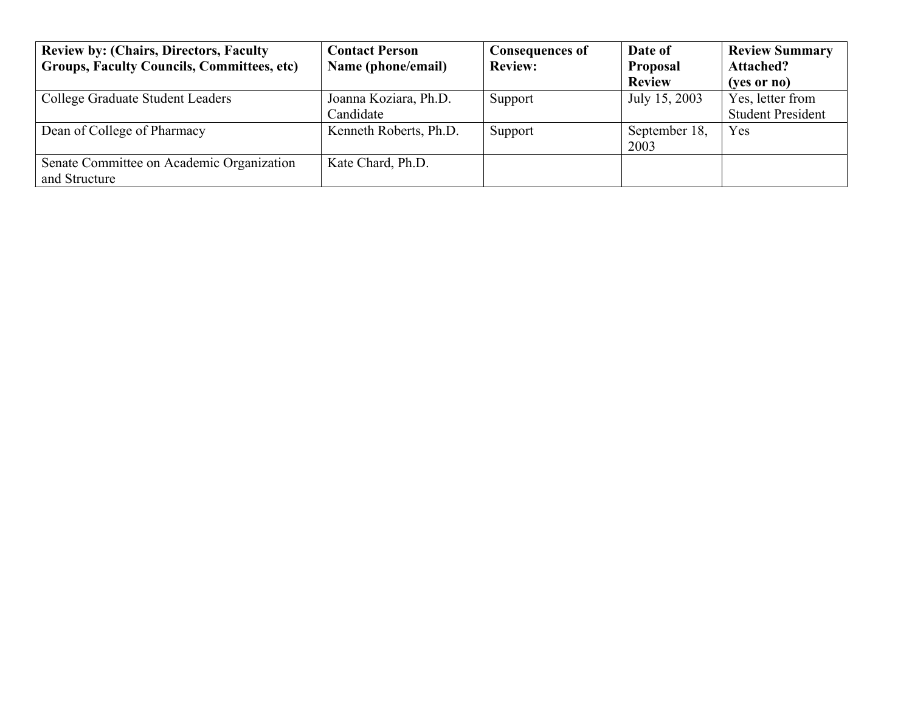| Review by: (Chairs, Directors, Faculty Groups, Faculty Councils, Committees, etc) | Contact Person Name (phone/email) | Consequences of Review: | Date of Proposal Review | Review Summary Attached? (yes or no) |
|---|---|---|---|---|
| College Graduate Student Leaders | Joanna Koziara, Ph.D. Candidate | Support | July 15, 2003 | Yes, letter from Student President |
| Dean of College of Pharmacy | Kenneth Roberts, Ph.D. | Support | September 18, 2003 | Yes |
| Senate Committee on Academic Organization and Structure | Kate Chard, Ph.D. | | | |